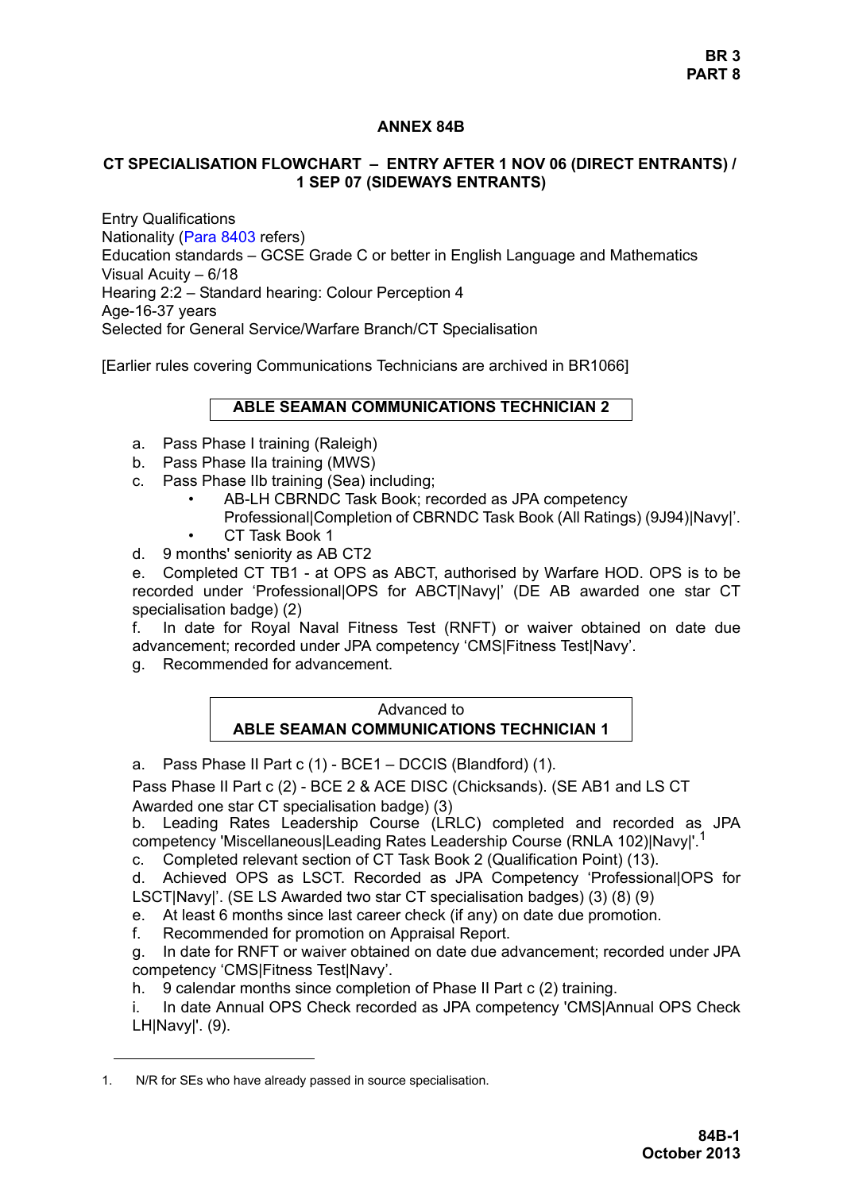## ANNEX 84B

### CT SPECIALISATION FLOWCHART – ENTRY AFTER 1 NOV 06 (DIRECT ENTRANTS) / 1 SEP 07 (SIDEWAYS ENTRANTS)

Entry Qualifications
Nationality (Para 8403 refers)
Education standards – GCSE Grade C or better in English Language and Mathematics
Visual Acuity – 6/18
Hearing 2:2 – Standard hearing: Colour Perception 4
Age-16-37 years
Selected for General Service/Warfare Branch/CT Specialisation

[Earlier rules covering Communications Technicians are archived in BR1066]

**ABLE SEAMAN COMMUNICATIONS TECHNICIAN 2**

a. Pass Phase I training (Raleigh)
b. Pass Phase IIa training (MWS)
c. Pass Phase IIb training (Sea) including;
   - AB-LH CBRNDC Task Book; recorded as JPA competency Professional|Completion of CBRNDC Task Book (All Ratings) (9J94)|Navy|'.
   - CT Task Book 1
d. 9 months' seniority as AB CT2
e. Completed CT TB1 - at OPS as ABCT, authorised by Warfare HOD. OPS is to be recorded under 'Professional|OPS for ABCT|Navy|' (DE AB awarded one star CT specialisation badge) (2)
f. In date for Royal Naval Fitness Test (RNFT) or waiver obtained on date due advancement; recorded under JPA competency 'CMS|Fitness Test|Navy'.
g. Recommended for advancement.

Advanced to
**ABLE SEAMAN COMMUNICATIONS TECHNICIAN 1**

a. Pass Phase II Part c (1) - BCE1 – DCCIS (Blandford) (1).

Pass Phase II Part c (2) - BCE 2 & ACE DISC (Chicksands). (SE AB1 and LS CT Awarded one star CT specialisation badge) (3)

b. Leading Rates Leadership Course (LRLC) completed and recorded as JPA competency 'Miscellaneous|Leading Rates Leadership Course (RNLA 102)|Navy|'.[1]
c. Completed relevant section of CT Task Book 2 (Qualification Point) (13).
d. Achieved OPS as LSCT. Recorded as JPA Competency 'Professional|OPS for LSCT|Navy|'. (SE LS Awarded two star CT specialisation badges) (3) (8) (9)
e. At least 6 months since last career check (if any) on date due promotion.
f. Recommended for promotion on Appraisal Report.
g. In date for RNFT or waiver obtained on date due advancement; recorded under JPA competency 'CMS|Fitness Test|Navy'.
h. 9 calendar months since completion of Phase II Part c (2) training.
i. In date Annual OPS Check recorded as JPA competency 'CMS|Annual OPS Check LH|Navy|'. (9).

---

1. N/R for SEs who have already passed in source specialisation.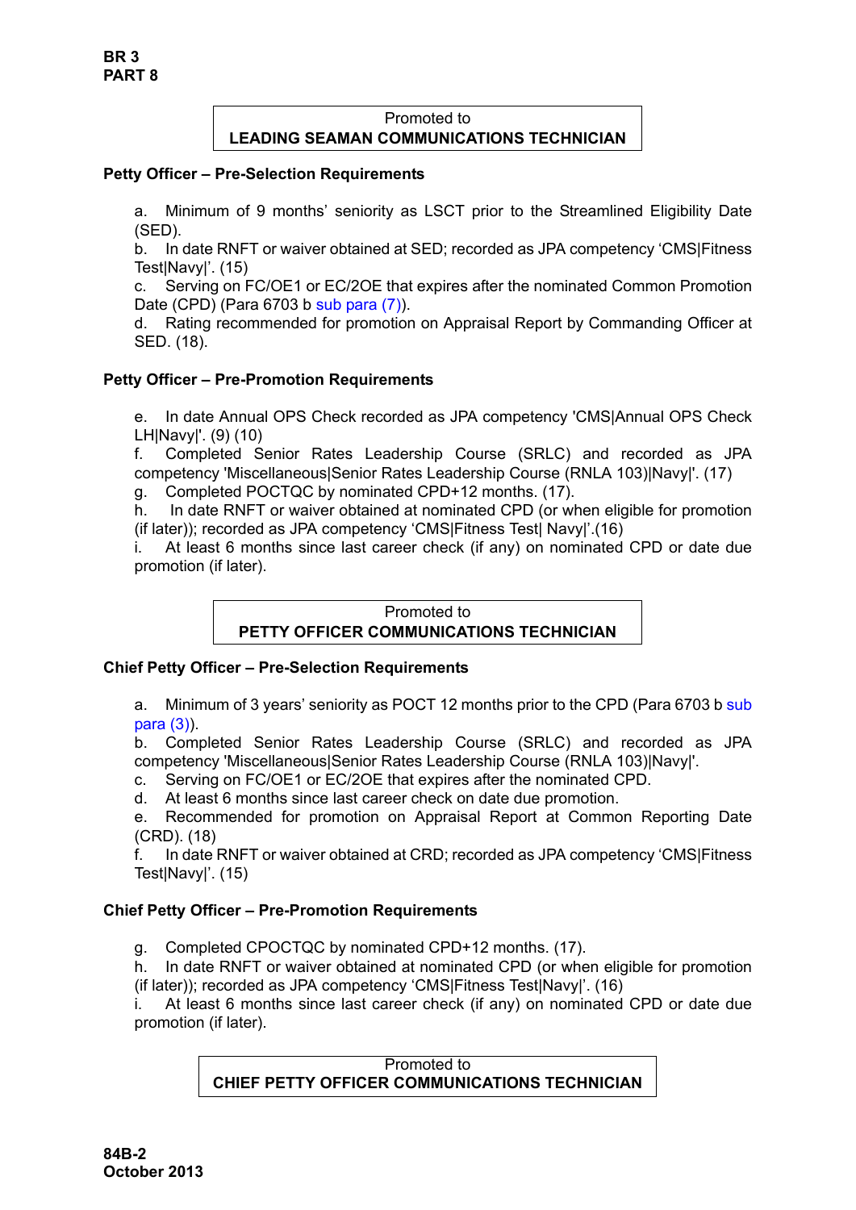Promoted to
**LEADING SEAMAN COMMUNICATIONS TECHNICIAN**

**Petty Officer – Pre-Selection Requirements**

a. Minimum of 9 months' seniority as LSCT prior to the Streamlined Eligibility Date (SED).
b. In date RNFT or waiver obtained at SED; recorded as JPA competency 'CMS|Fitness Test|Navy|'. (15)
c. Serving on FC/OE1 or EC/2OE that expires after the nominated Common Promotion Date (CPD) (Para 6703 b sub para (7)).
d. Rating recommended for promotion on Appraisal Report by Commanding Officer at SED. (18).

**Petty Officer – Pre-Promotion Requirements**

e. In date Annual OPS Check recorded as JPA competency 'CMS|Annual OPS Check LH|Navy|'. (9) (10)
f. Completed Senior Rates Leadership Course (SRLC) and recorded as JPA competency 'Miscellaneous|Senior Rates Leadership Course (RNLA 103)|Navy|'. (17)
g. Completed POCTQC by nominated CPD+12 months. (17).
h. In date RNFT or waiver obtained at nominated CPD (or when eligible for promotion (if later)); recorded as JPA competency 'CMS|Fitness Test| Navy|'.(16)
i. At least 6 months since last career check (if any) on nominated CPD or date due promotion (if later).

Promoted to
**PETTY OFFICER COMMUNICATIONS TECHNICIAN**

**Chief Petty Officer – Pre-Selection Requirements**

a. Minimum of 3 years' seniority as POCT 12 months prior to the CPD (Para 6703 b sub para (3)).
b. Completed Senior Rates Leadership Course (SRLC) and recorded as JPA competency 'Miscellaneous|Senior Rates Leadership Course (RNLA 103)|Navy|'.
c. Serving on FC/OE1 or EC/2OE that expires after the nominated CPD.
d. At least 6 months since last career check on date due promotion.
e. Recommended for promotion on Appraisal Report at Common Reporting Date (CRD). (18)
f. In date RNFT or waiver obtained at CRD; recorded as JPA competency 'CMS|Fitness Test|Navy|'. (15)

**Chief Petty Officer – Pre-Promotion Requirements**

g. Completed CPOCTQC by nominated CPD+12 months. (17).
h. In date RNFT or waiver obtained at nominated CPD (or when eligible for promotion (if later)); recorded as JPA competency 'CMS|Fitness Test|Navy|'. (16)
i. At least 6 months since last career check (if any) on nominated CPD or date due promotion (if later).

Promoted to
**CHIEF PETTY OFFICER COMMUNICATIONS TECHNICIAN**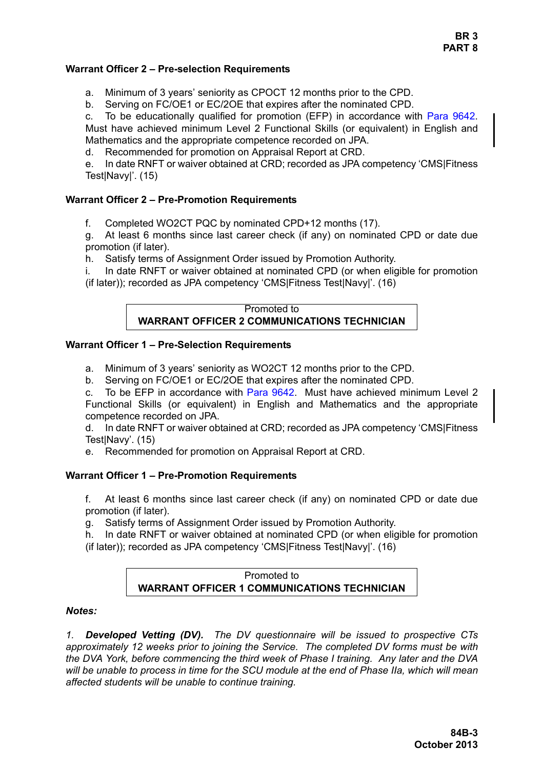**Warrant Officer 2 – Pre-selection Requirements**

a. Minimum of 3 years' seniority as CPOCT 12 months prior to the CPD.
b. Serving on FC/OE1 or EC/2OE that expires after the nominated CPD.
c. To be educationally qualified for promotion (EFP) in accordance with Para 9642. Must have achieved minimum Level 2 Functional Skills (or equivalent) in English and Mathematics and the appropriate competence recorded on JPA.
d. Recommended for promotion on Appraisal Report at CRD.
e. In date RNFT or waiver obtained at CRD; recorded as JPA competency 'CMS|Fitness Test|Navy|'. (15)

**Warrant Officer 2 – Pre-Promotion Requirements**

f. Completed WO2CT PQC by nominated CPD+12 months (17).
g. At least 6 months since last career check (if any) on nominated CPD or date due promotion (if later).
h. Satisfy terms of Assignment Order issued by Promotion Authority.
i. In date RNFT or waiver obtained at nominated CPD (or when eligible for promotion (if later)); recorded as JPA competency 'CMS|Fitness Test|Navy|'. (16)

| Promoted to<br>**WARRANT OFFICER 2 COMMUNICATIONS TECHNICIAN** |
|---|

**Warrant Officer 1 – Pre-Selection Requirements**

a. Minimum of 3 years' seniority as WO2CT 12 months prior to the CPD.
b. Serving on FC/OE1 or EC/2OE that expires after the nominated CPD.
c. To be EFP in accordance with Para 9642. Must have achieved minimum Level 2 Functional Skills (or equivalent) in English and Mathematics and the appropriate competence recorded on JPA.
d. In date RNFT or waiver obtained at CRD; recorded as JPA competency 'CMS|Fitness Test|Navy'. (15)
e. Recommended for promotion on Appraisal Report at CRD.

**Warrant Officer 1 – Pre-Promotion Requirements**

f. At least 6 months since last career check (if any) on nominated CPD or date due promotion (if later).
g. Satisfy terms of Assignment Order issued by Promotion Authority.
h. In date RNFT or waiver obtained at nominated CPD (or when eligible for promotion (if later)); recorded as JPA competency 'CMS|Fitness Test|Navy|'. (16)

| Promoted to<br>**WARRANT OFFICER 1 COMMUNICATIONS TECHNICIAN** |
|---|

***Notes:***

*1. **Developed Vetting (DV).** The DV questionnaire will be issued to prospective CTs approximately 12 weeks prior to joining the Service. The completed DV forms must be with the DVA York, before commencing the third week of Phase I training. Any later and the DVA will be unable to process in time for the SCU module at the end of Phase IIa, which will mean affected students will be unable to continue training.*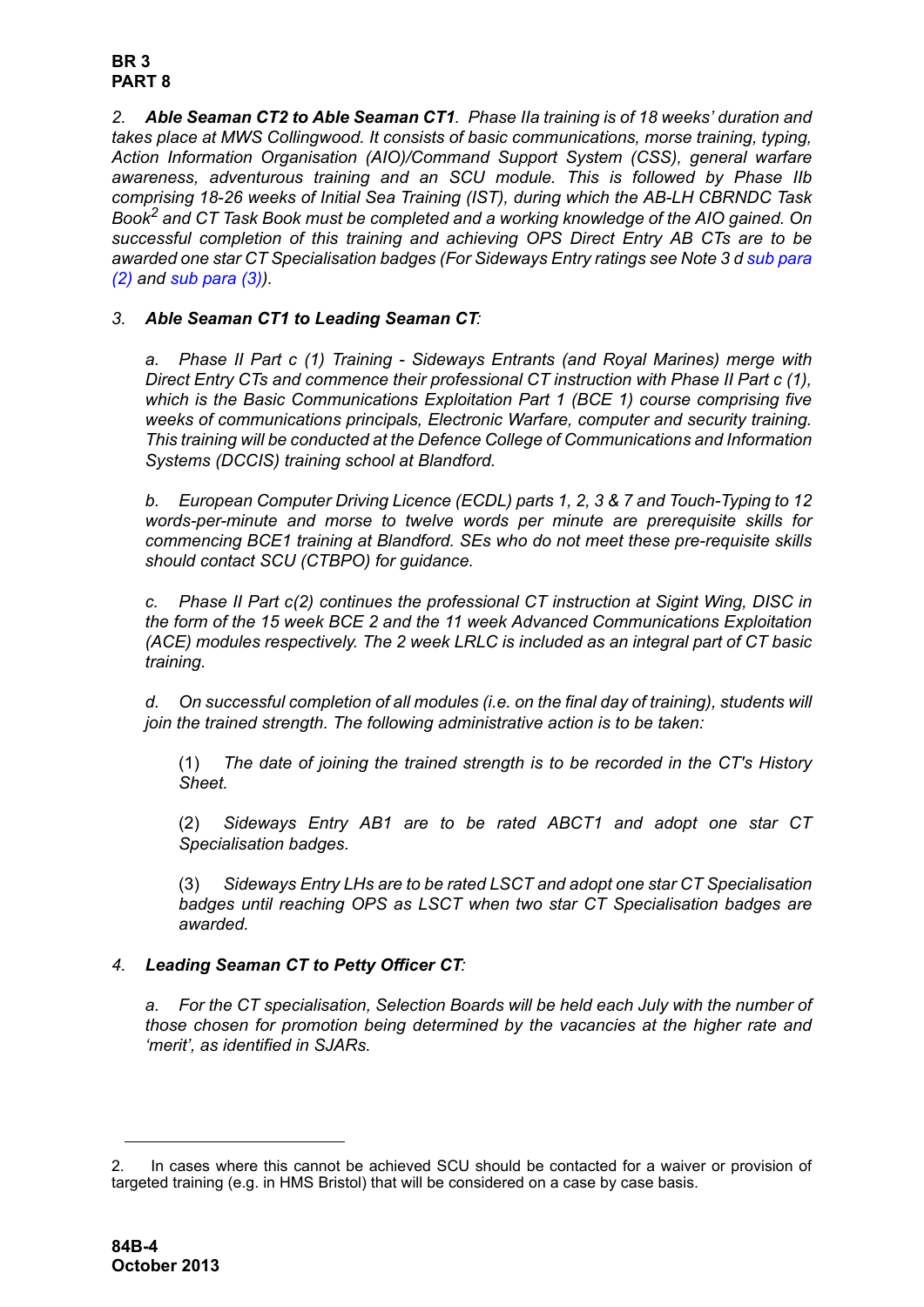2. ***Able Seaman CT2 to Able Seaman CT1***. *Phase IIa training is of 18 weeks' duration and takes place at MWS Collingwood. It consists of basic communications, morse training, typing, Action Information Organisation (AIO)/Command Support System (CSS), general warfare awareness, adventurous training and an SCU module. This is followed by Phase IIb comprising 18-26 weeks of Initial Sea Training (IST), during which the AB-LH CBRNDC Task Book[2] and CT Task Book must be completed and a working knowledge of the AIO gained. On successful completion of this training and achieving OPS Direct Entry AB CTs are to be awarded one star CT Specialisation badges (For Sideways Entry ratings see Note 3 d sub para (2) and sub para (3)).*

3. ***Able Seaman CT1 to Leading Seaman CT:***

*a. Phase II Part c (1) Training - Sideways Entrants (and Royal Marines) merge with Direct Entry CTs and commence their professional CT instruction with Phase II Part c (1), which is the Basic Communications Exploitation Part 1 (BCE 1) course comprising five weeks of communications principals, Electronic Warfare, computer and security training. This training will be conducted at the Defence College of Communications and Information Systems (DCCIS) training school at Blandford.*

*b. European Computer Driving Licence (ECDL) parts 1, 2, 3 & 7 and Touch-Typing to 12 words-per-minute and morse to twelve words per minute are prerequisite skills for commencing BCE1 training at Blandford. SEs who do not meet these pre-requisite skills should contact SCU (CTBPO) for guidance.*

*c. Phase II Part c(2) continues the professional CT instruction at Sigint Wing, DISC in the form of the 15 week BCE 2 and the 11 week Advanced Communications Exploitation (ACE) modules respectively. The 2 week LRLC is included as an integral part of CT basic training.*

*d. On successful completion of all modules (i.e. on the final day of training), students will join the trained strength. The following administrative action is to be taken:*

*(1) The date of joining the trained strength is to be recorded in the CT's History Sheet.*

*(2) Sideways Entry AB1 are to be rated ABCT1 and adopt one star CT Specialisation badges.*

*(3) Sideways Entry LHs are to be rated LSCT and adopt one star CT Specialisation badges until reaching OPS as LSCT when two star CT Specialisation badges are awarded.*

4. ***Leading Seaman CT to Petty Officer CT:***

*a. For the CT specialisation, Selection Boards will be held each July with the number of those chosen for promotion being determined by the vacancies at the higher rate and 'merit', as identified in SJARs.*

---

2. In cases where this cannot be achieved SCU should be contacted for a waiver or provision of targeted training (e.g. in HMS Bristol) that will be considered on a case by case basis.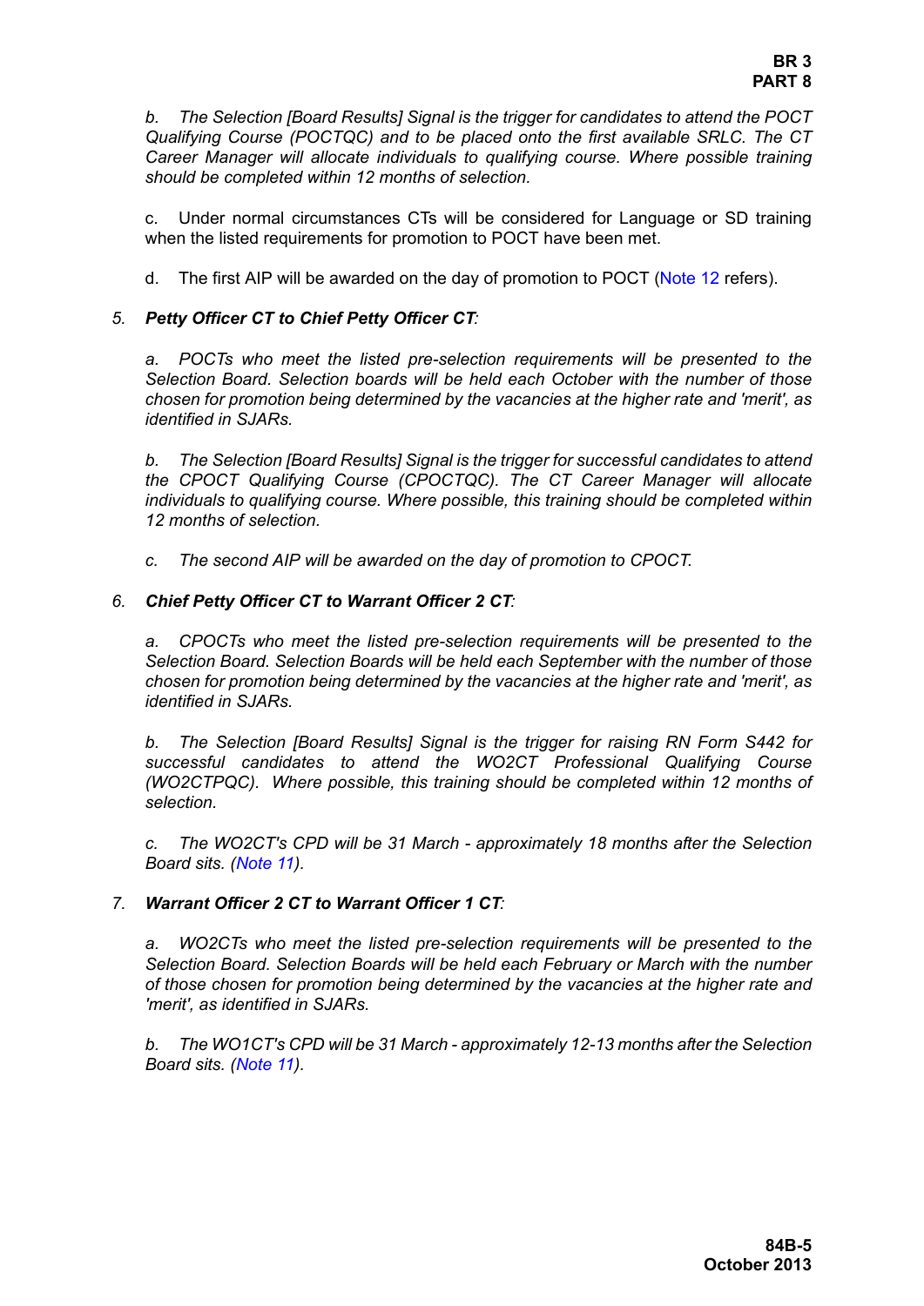*b. The Selection [Board Results] Signal is the trigger for candidates to attend the POCT Qualifying Course (POCTQC) and to be placed onto the first available SRLC. The CT Career Manager will allocate individuals to qualifying course. Where possible training should be completed within 12 months of selection.*

c. Under normal circumstances CTs will be considered for Language or SD training when the listed requirements for promotion to POCT have been met.

d. The first AIP will be awarded on the day of promotion to POCT (Note 12 refers).

*5. **Petty Officer CT to Chief Petty Officer CT**:*

*a. POCTs who meet the listed pre-selection requirements will be presented to the Selection Board. Selection boards will be held each October with the number of those chosen for promotion being determined by the vacancies at the higher rate and 'merit', as identified in SJARs.*

*b. The Selection [Board Results] Signal is the trigger for successful candidates to attend the CPOCT Qualifying Course (CPOCTQC). The CT Career Manager will allocate individuals to qualifying course. Where possible, this training should be completed within 12 months of selection.*

*c. The second AIP will be awarded on the day of promotion to CPOCT.*

*6. **Chief Petty Officer CT to Warrant Officer 2 CT**:*

*a. CPOCTs who meet the listed pre-selection requirements will be presented to the Selection Board. Selection Boards will be held each September with the number of those chosen for promotion being determined by the vacancies at the higher rate and 'merit', as identified in SJARs.*

*b. The Selection [Board Results] Signal is the trigger for raising RN Form S442 for successful candidates to attend the WO2CT Professional Qualifying Course (WO2CTPQC). Where possible, this training should be completed within 12 months of selection.*

*c. The WO2CT's CPD will be 31 March - approximately 18 months after the Selection Board sits. (Note 11).*

*7. **Warrant Officer 2 CT to Warrant Officer 1 CT**:*

*a. WO2CTs who meet the listed pre-selection requirements will be presented to the Selection Board. Selection Boards will be held each February or March with the number of those chosen for promotion being determined by the vacancies at the higher rate and 'merit', as identified in SJARs.*

*b. The WO1CT's CPD will be 31 March - approximately 12-13 months after the Selection Board sits. (Note 11).*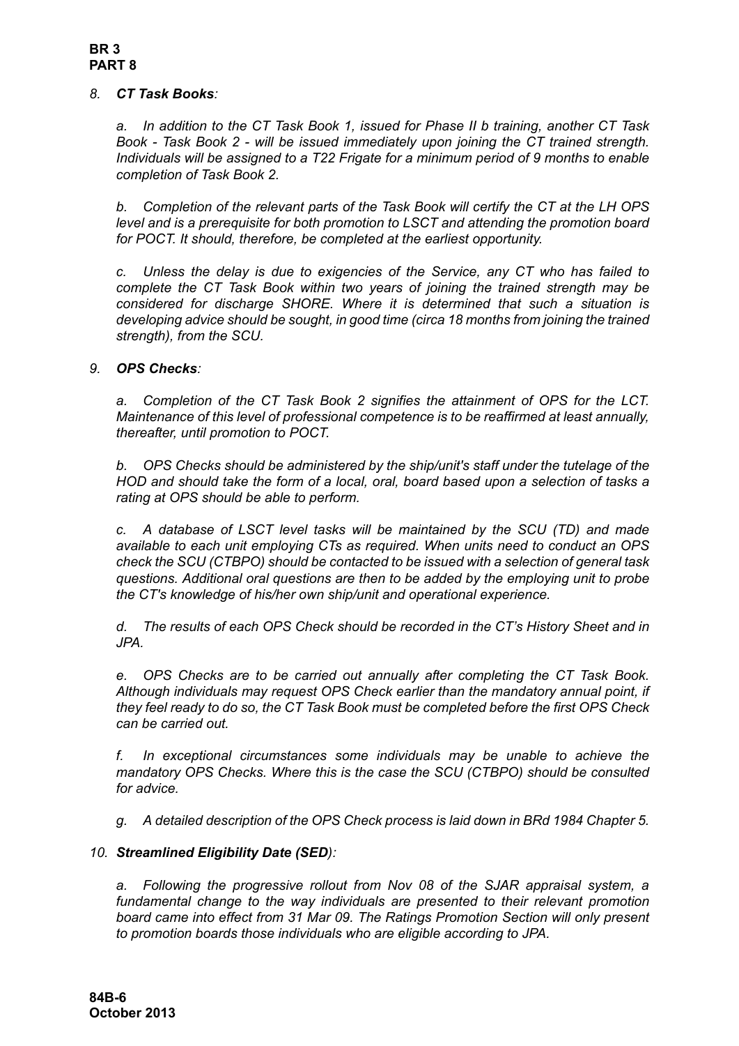*8.* ***CT Task Books****:*

*a. In addition to the CT Task Book 1, issued for Phase II b training, another CT Task Book - Task Book 2 - will be issued immediately upon joining the CT trained strength. Individuals will be assigned to a T22 Frigate for a minimum period of 9 months to enable completion of Task Book 2.*

*b. Completion of the relevant parts of the Task Book will certify the CT at the LH OPS level and is a prerequisite for both promotion to LSCT and attending the promotion board for POCT. It should, therefore, be completed at the earliest opportunity.*

*c. Unless the delay is due to exigencies of the Service, any CT who has failed to complete the CT Task Book within two years of joining the trained strength may be considered for discharge SHORE. Where it is determined that such a situation is developing advice should be sought, in good time (circa 18 months from joining the trained strength), from the SCU.*

*9.* ***OPS Checks****:*

*a. Completion of the CT Task Book 2 signifies the attainment of OPS for the LCT. Maintenance of this level of professional competence is to be reaffirmed at least annually, thereafter, until promotion to POCT.*

*b. OPS Checks should be administered by the ship/unit's staff under the tutelage of the HOD and should take the form of a local, oral, board based upon a selection of tasks a rating at OPS should be able to perform.*

*c. A database of LSCT level tasks will be maintained by the SCU (TD) and made available to each unit employing CTs as required. When units need to conduct an OPS check the SCU (CTBPO) should be contacted to be issued with a selection of general task questions. Additional oral questions are then to be added by the employing unit to probe the CT's knowledge of his/her own ship/unit and operational experience.*

*d. The results of each OPS Check should be recorded in the CT's History Sheet and in JPA.*

*e. OPS Checks are to be carried out annually after completing the CT Task Book. Although individuals may request OPS Check earlier than the mandatory annual point, if they feel ready to do so, the CT Task Book must be completed before the first OPS Check can be carried out.*

*f. In exceptional circumstances some individuals may be unable to achieve the mandatory OPS Checks. Where this is the case the SCU (CTBPO) should be consulted for advice.*

*g. A detailed description of the OPS Check process is laid down in BRd 1984 Chapter 5.*

*10.* ***Streamlined Eligibility Date (SED****):*

*a. Following the progressive rollout from Nov 08 of the SJAR appraisal system, a fundamental change to the way individuals are presented to their relevant promotion board came into effect from 31 Mar 09. The Ratings Promotion Section will only present to promotion boards those individuals who are eligible according to JPA.*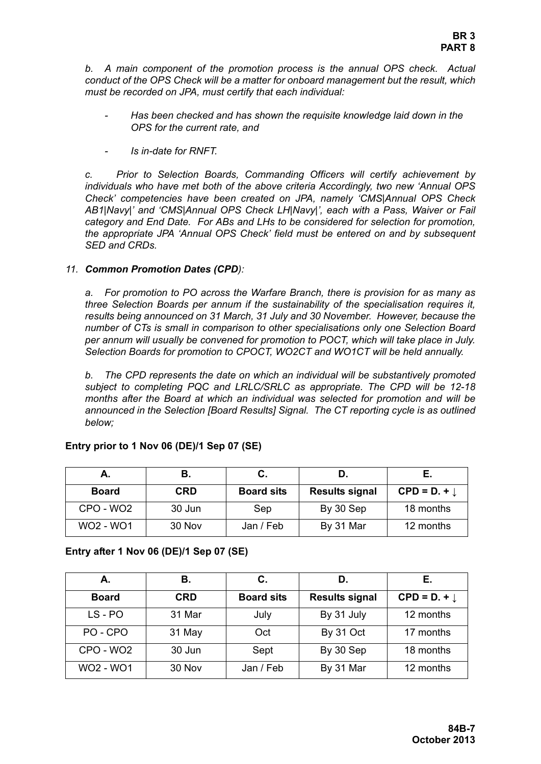*b. A main component of the promotion process is the annual OPS check. Actual conduct of the OPS Check will be a matter for onboard management but the result, which must be recorded on JPA, must certify that each individual:*

- *Has been checked and has shown the requisite knowledge laid down in the OPS for the current rate, and*
- *Is in-date for RNFT.*

*c. Prior to Selection Boards, Commanding Officers will certify achievement by individuals who have met both of the above criteria Accordingly, two new 'Annual OPS Check' competencies have been created on JPA, namely 'CMS|Annual OPS Check AB1|Navy|' and 'CMS|Annual OPS Check LH|Navy|', each with a Pass, Waiver or Fail category and End Date. For ABs and LHs to be considered for selection for promotion, the appropriate JPA 'Annual OPS Check' field must be entered on and by subsequent SED and CRDs.*

*11. **Common Promotion Dates (CPD)**:*

*a. For promotion to PO across the Warfare Branch, there is provision for as many as three Selection Boards per annum if the sustainability of the specialisation requires it, results being announced on 31 March, 31 July and 30 November. However, because the number of CTs is small in comparison to other specialisations only one Selection Board per annum will usually be convened for promotion to POCT, which will take place in July. Selection Boards for promotion to CPOCT, WO2CT and WO1CT will be held annually.*

*b. The CPD represents the date on which an individual will be substantively promoted subject to completing PQC and LRLC/SRLC as appropriate. The CPD will be 12-18 months after the Board at which an individual was selected for promotion and will be announced in the Selection [Board Results] Signal. The CT reporting cycle is as outlined below;*

**Entry prior to 1 Nov 06 (DE)/1 Sep 07 (SE)**

| A. | B. | C. | D. | E. |
|---|---|---|---|---|
| **Board** | **CRD** | **Board sits** | **Results signal** | **CPD = D. + ↓** |
| CPO - WO2 | 30 Jun | Sep | By 30 Sep | 18 months |
| WO2 - WO1 | 30 Nov | Jan / Feb | By 31 Mar | 12 months |

**Entry after 1 Nov 06 (DE)/1 Sep 07 (SE)**

| A. | B. | C. | D. | E. |
|---|---|---|---|---|
| **Board** | **CRD** | **Board sits** | **Results signal** | **CPD = D. + ↓** |
| LS - PO | 31 Mar | July | By 31 July | 12 months |
| PO - CPO | 31 May | Oct | By 31 Oct | 17 months |
| CPO - WO2 | 30 Jun | Sept | By 30 Sep | 18 months |
| WO2 - WO1 | 30 Nov | Jan / Feb | By 31 Mar | 12 months |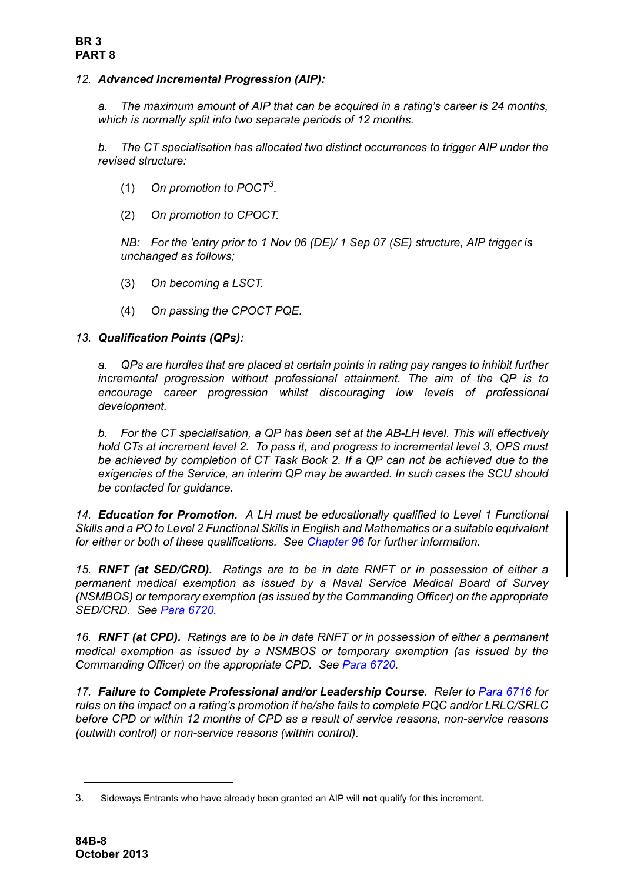12. ***Advanced Incremental Progression (AIP):***

*a. The maximum amount of AIP that can be acquired in a rating's career is 24 months, which is normally split into two separate periods of 12 months.*

*b. The CT specialisation has allocated two distinct occurrences to trigger AIP under the revised structure:*

(1) *On promotion to POCT*[3]*.*

(2) *On promotion to CPOCT.*

*NB: For the 'entry prior to 1 Nov 06 (DE)/ 1 Sep 07 (SE) structure, AIP trigger is unchanged as follows;*

(3) *On becoming a LSCT.*

(4) *On passing the CPOCT PQE.*

13. ***Qualification Points (QPs):***

*a. QPs are hurdles that are placed at certain points in rating pay ranges to inhibit further incremental progression without professional attainment. The aim of the QP is to encourage career progression whilst discouraging low levels of professional development.*

*b. For the CT specialisation, a QP has been set at the AB-LH level. This will effectively hold CTs at increment level 2. To pass it, and progress to incremental level 3, OPS must be achieved by completion of CT Task Book 2. If a QP can not be achieved due to the exigencies of the Service, an interim QP may be awarded. In such cases the SCU should be contacted for guidance.*

*14. **Education for Promotion.** A LH must be educationally qualified to Level 1 Functional Skills and a PO to Level 2 Functional Skills in English and Mathematics or a suitable equivalent for either or both of these qualifications. See Chapter 96 for further information.*

*15. **RNFT (at SED/CRD).** Ratings are to be in date RNFT or in possession of either a permanent medical exemption as issued by a Naval Service Medical Board of Survey (NSMBOS) or temporary exemption (as issued by the Commanding Officer) on the appropriate SED/CRD. See Para 6720.*

*16. **RNFT (at CPD).** Ratings are to be in date RNFT or in possession of either a permanent medical exemption as issued by a NSMBOS or temporary exemption (as issued by the Commanding Officer) on the appropriate CPD. See Para 6720.*

*17. **Failure to Complete Professional and/or Leadership Course**. Refer to Para 6716 for rules on the impact on a rating's promotion if he/she fails to complete PQC and/or LRLC/SRLC before CPD or within 12 months of CPD as a result of service reasons, non-service reasons (outwith control) or non-service reasons (within control).*

---

3. Sideways Entrants who have already been granted an AIP will **not** qualify for this increment.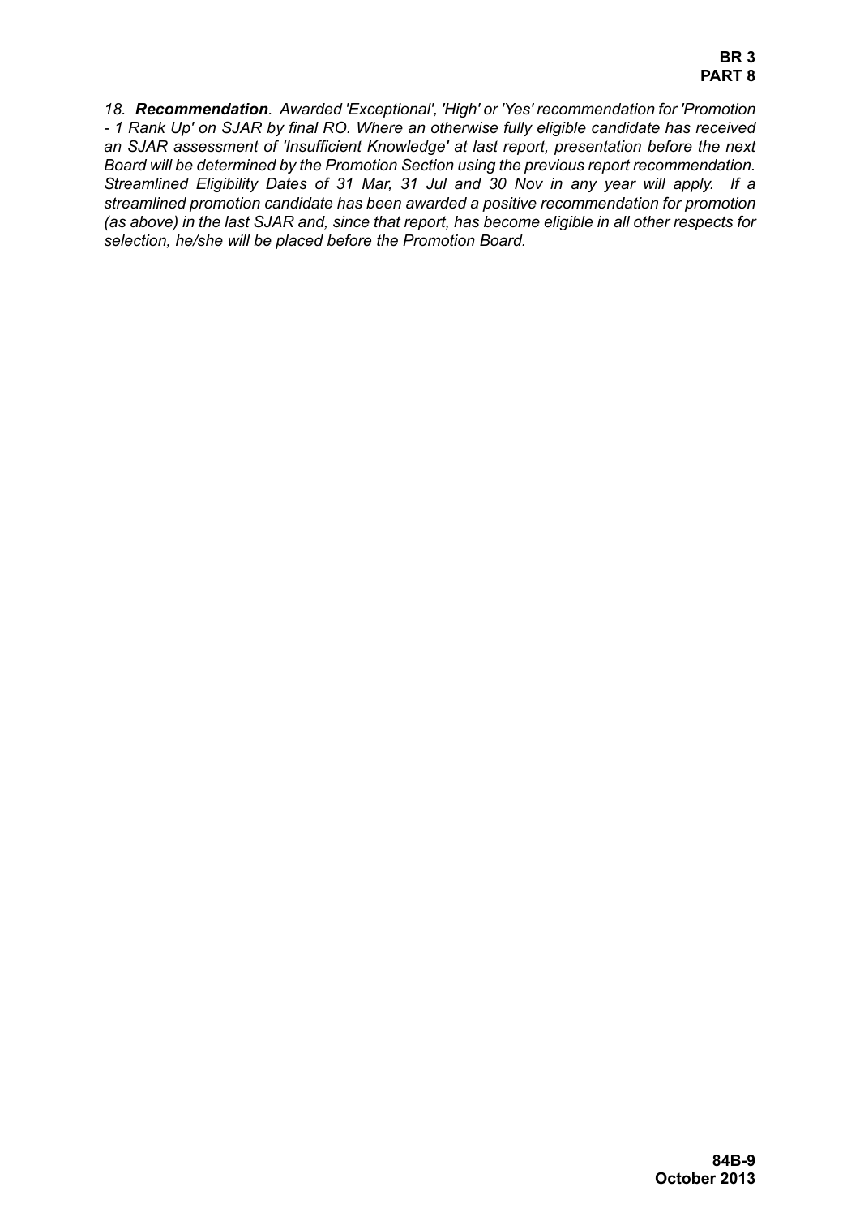*18. **Recommendation**. Awarded 'Exceptional', 'High' or 'Yes' recommendation for 'Promotion - 1 Rank Up' on SJAR by final RO. Where an otherwise fully eligible candidate has received an SJAR assessment of 'Insufficient Knowledge' at last report, presentation before the next Board will be determined by the Promotion Section using the previous report recommendation. Streamlined Eligibility Dates of 31 Mar, 31 Jul and 30 Nov in any year will apply. If a streamlined promotion candidate has been awarded a positive recommendation for promotion (as above) in the last SJAR and, since that report, has become eligible in all other respects for selection, he/she will be placed before the Promotion Board.*